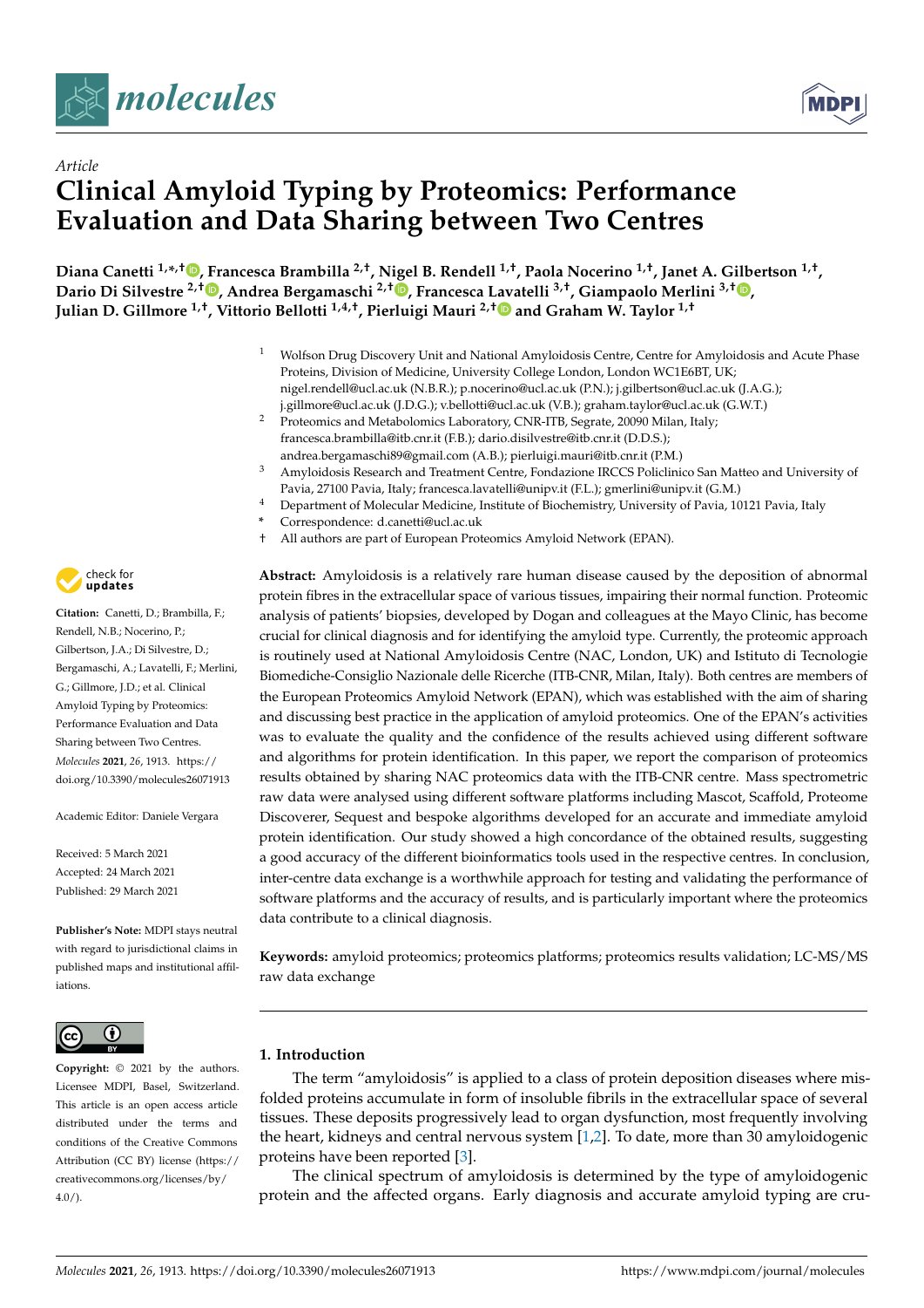*Article*

# Clinical Amyloid Typing by Proteomics: Performance Evaluation and Data Sharing between Two Centres

**Diana Canetti [1,*,†], Francesca Brambilla [2,†], Nigel B. Rendell [1,†], Paola Nocerino [1,†], Janet A. Gilbertson [1,†], Dario Di Silvestre [2,†], Andrea Bergamaschi [2,†], Francesca Lavatelli [3,†], Giampaolo Merlini [3,†], Julian D. Gillmore [1,†], Vittorio Bellotti [1,4,†], Pierluigi Mauri [2,†] and Graham W. Taylor [1,†]**

[1] Wolfson Drug Discovery Unit and National Amyloidosis Centre, Centre for Amyloidosis and Acute Phase Proteins, Division of Medicine, University College London, London WC1E6BT, UK; nigel.rendell@ucl.ac.uk (N.B.R.); p.nocerino@ucl.ac.uk (P.N.); j.gilbertson@ucl.ac.uk (J.A.G.); j.gillmore@ucl.ac.uk (J.D.G.); v.bellotti@ucl.ac.uk (V.B.); graham.taylor@ucl.ac.uk (G.W.T.)

[2] Proteomics and Metabolomics Laboratory, CNR-ITB, Segrate, 20090 Milan, Italy; francesca.brambilla@itb.cnr.it (F.B.); dario.disilvestre@itb.cnr.it (D.D.S.); andrea.bergamaschi89@gmail.com (A.B.); pierluigi.mauri@itb.cnr.it (P.M.)

[3] Amyloidosis Research and Treatment Centre, Fondazione IRCCS Policlinico San Matteo and University of Pavia, 27100 Pavia, Italy; francesca.lavatelli@unipv.it (F.L.); gmerlini@unipv.it (G.M.)

[4] Department of Molecular Medicine, Institute of Biochemistry, University of Pavia, 10121 Pavia, Italy

\* Correspondence: d.canetti@ucl.ac.uk

† All authors are part of European Proteomics Amyloid Network (EPAN).

**Abstract:** Amyloidosis is a relatively rare human disease caused by the deposition of abnormal protein fibres in the extracellular space of various tissues, impairing their normal function. Proteomic analysis of patients' biopsies, developed by Dogan and colleagues at the Mayo Clinic, has become crucial for clinical diagnosis and for identifying the amyloid type. Currently, the proteomic approach is routinely used at National Amyloidosis Centre (NAC, London, UK) and Istituto di Tecnologie Biomediche-Consiglio Nazionale delle Ricerche (ITB-CNR, Milan, Italy). Both centres are members of the European Proteomics Amyloid Network (EPAN), which was established with the aim of sharing and discussing best practice in the application of amyloid proteomics. One of the EPAN's activities was to evaluate the quality and the confidence of the results achieved using different software and algorithms for protein identification. In this paper, we report the comparison of proteomics results obtained by sharing NAC proteomics data with the ITB-CNR centre. Mass spectrometric raw data were analysed using different software platforms including Mascot, Scaffold, Proteome Discoverer, Sequest and bespoke algorithms developed for an accurate and immediate amyloid protein identification. Our study showed a high concordance of the obtained results, suggesting a good accuracy of the different bioinformatics tools used in the respective centres. In conclusion, inter-centre data exchange is a worthwhile approach for testing and validating the performance of software platforms and the accuracy of results, and is particularly important where the proteomics data contribute to a clinical diagnosis.

**Keywords:** amyloid proteomics; proteomics platforms; proteomics results validation; LC-MS/MS raw data exchange

**Citation:** Canetti, D.; Brambilla, F.; Rendell, N.B.; Nocerino, P.; Gilbertson, J.A.; Di Silvestre, D.; Bergamaschi, A.; Lavatelli, F.; Merlini, G.; Gillmore, J.D.; et al. Clinical Amyloid Typing by Proteomics: Performance Evaluation and Data Sharing between Two Centres. *Molecules* **2021**, *26*, 1913. https://doi.org/10.3390/molecules26071913

Academic Editor: Daniele Vergara

Received: 5 March 2021
Accepted: 24 March 2021
Published: 29 March 2021

**Publisher's Note:** MDPI stays neutral with regard to jurisdictional claims in published maps and institutional affiliations.

**Copyright:** © 2021 by the authors. Licensee MDPI, Basel, Switzerland. This article is an open access article distributed under the terms and conditions of the Creative Commons Attribution (CC BY) license (https://creativecommons.org/licenses/by/4.0/).

## 1. Introduction

The term "amyloidosis" is applied to a class of protein deposition diseases where misfolded proteins accumulate in form of insoluble fibrils in the extracellular space of several tissues. These deposits progressively lead to organ dysfunction, most frequently involving the heart, kidneys and central nervous system [1,2]. To date, more than 30 amyloidogenic proteins have been reported [3].

The clinical spectrum of amyloidosis is determined by the type of amyloidogenic protein and the affected organs. Early diagnosis and accurate amyloid typing are cru-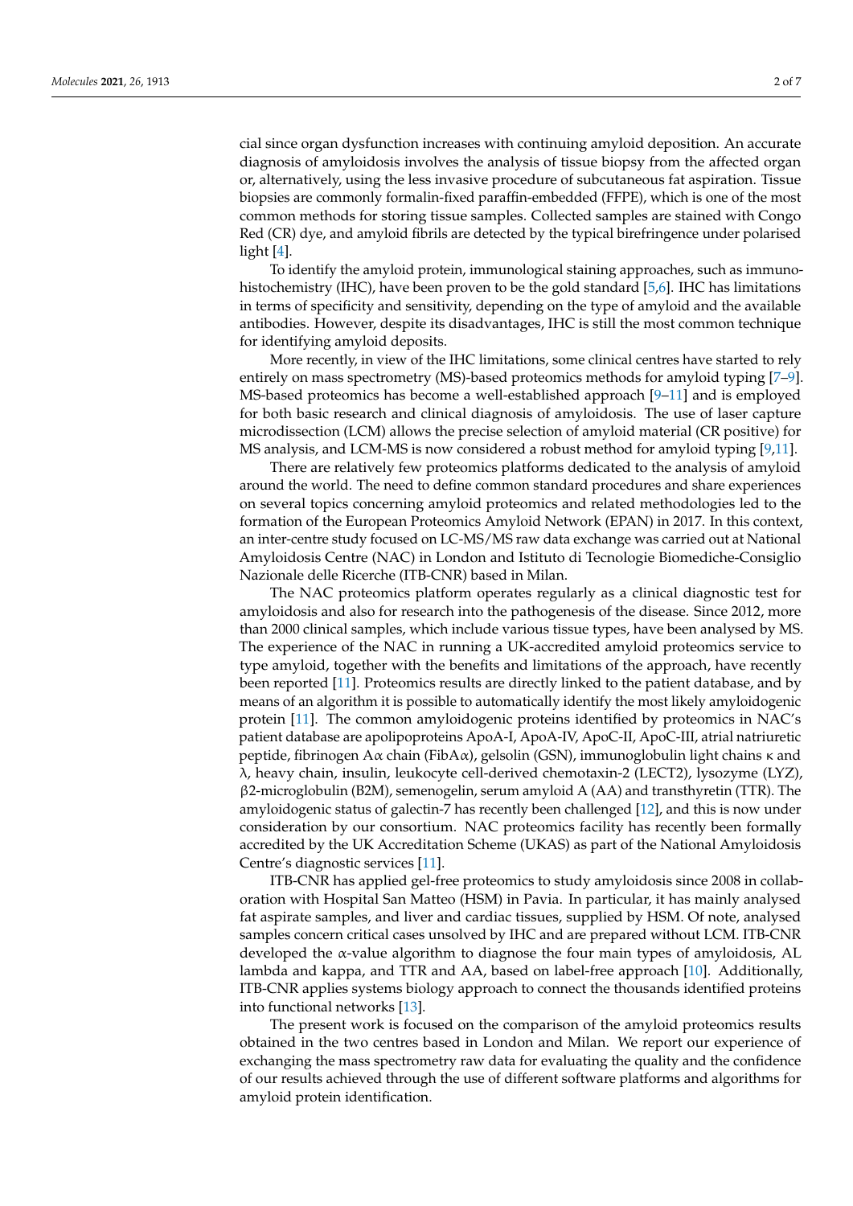cial since organ dysfunction increases with continuing amyloid deposition. An accurate diagnosis of amyloidosis involves the analysis of tissue biopsy from the affected organ or, alternatively, using the less invasive procedure of subcutaneous fat aspiration. Tissue biopsies are commonly formalin-fixed paraffin-embedded (FFPE), which is one of the most common methods for storing tissue samples. Collected samples are stained with Congo Red (CR) dye, and amyloid fibrils are detected by the typical birefringence under polarised light [4].

To identify the amyloid protein, immunological staining approaches, such as immunohistochemistry (IHC), have been proven to be the gold standard [5,6]. IHC has limitations in terms of specificity and sensitivity, depending on the type of amyloid and the available antibodies. However, despite its disadvantages, IHC is still the most common technique for identifying amyloid deposits.

More recently, in view of the IHC limitations, some clinical centres have started to rely entirely on mass spectrometry (MS)-based proteomics methods for amyloid typing [7–9]. MS-based proteomics has become a well-established approach [9–11] and is employed for both basic research and clinical diagnosis of amyloidosis. The use of laser capture microdissection (LCM) allows the precise selection of amyloid material (CR positive) for MS analysis, and LCM-MS is now considered a robust method for amyloid typing [9,11].

There are relatively few proteomics platforms dedicated to the analysis of amyloid around the world. The need to define common standard procedures and share experiences on several topics concerning amyloid proteomics and related methodologies led to the formation of the European Proteomics Amyloid Network (EPAN) in 2017. In this context, an inter-centre study focused on LC-MS/MS raw data exchange was carried out at National Amyloidosis Centre (NAC) in London and Istituto di Tecnologie Biomediche-Consiglio Nazionale delle Ricerche (ITB-CNR) based in Milan.

The NAC proteomics platform operates regularly as a clinical diagnostic test for amyloidosis and also for research into the pathogenesis of the disease. Since 2012, more than 2000 clinical samples, which include various tissue types, have been analysed by MS. The experience of the NAC in running a UK-accredited amyloid proteomics service to type amyloid, together with the benefits and limitations of the approach, have recently been reported [11]. Proteomics results are directly linked to the patient database, and by means of an algorithm it is possible to automatically identify the most likely amyloidogenic protein [11]. The common amyloidogenic proteins identified by proteomics in NAC's patient database are apolipoproteins ApoA-I, ApoA-IV, ApoC-II, ApoC-III, atrial natriuretic peptide, fibrinogen A$\alpha$ chain (FibA$\alpha$), gelsolin (GSN), immunoglobulin light chains $\kappa$ and $\lambda$, heavy chain, insulin, leukocyte cell-derived chemotaxin-2 (LECT2), lysozyme (LYZ), $\beta$2-microglobulin (B2M), semenogelin, serum amyloid A (AA) and transthyretin (TTR). The amyloidogenic status of galectin-7 has recently been challenged [12], and this is now under consideration by our consortium. NAC proteomics facility has recently been formally accredited by the UK Accreditation Scheme (UKAS) as part of the National Amyloidosis Centre's diagnostic services [11].

ITB-CNR has applied gel-free proteomics to study amyloidosis since 2008 in collaboration with Hospital San Matteo (HSM) in Pavia. In particular, it has mainly analysed fat aspirate samples, and liver and cardiac tissues, supplied by HSM. Of note, analysed samples concern critical cases unsolved by IHC and are prepared without LCM. ITB-CNR developed the $\alpha$-value algorithm to diagnose the four main types of amyloidosis, AL lambda and kappa, and TTR and AA, based on label-free approach [10]. Additionally, ITB-CNR applies systems biology approach to connect the thousands identified proteins into functional networks [13].

The present work is focused on the comparison of the amyloid proteomics results obtained in the two centres based in London and Milan. We report our experience of exchanging the mass spectrometry raw data for evaluating the quality and the confidence of our results achieved through the use of different software platforms and algorithms for amyloid protein identification.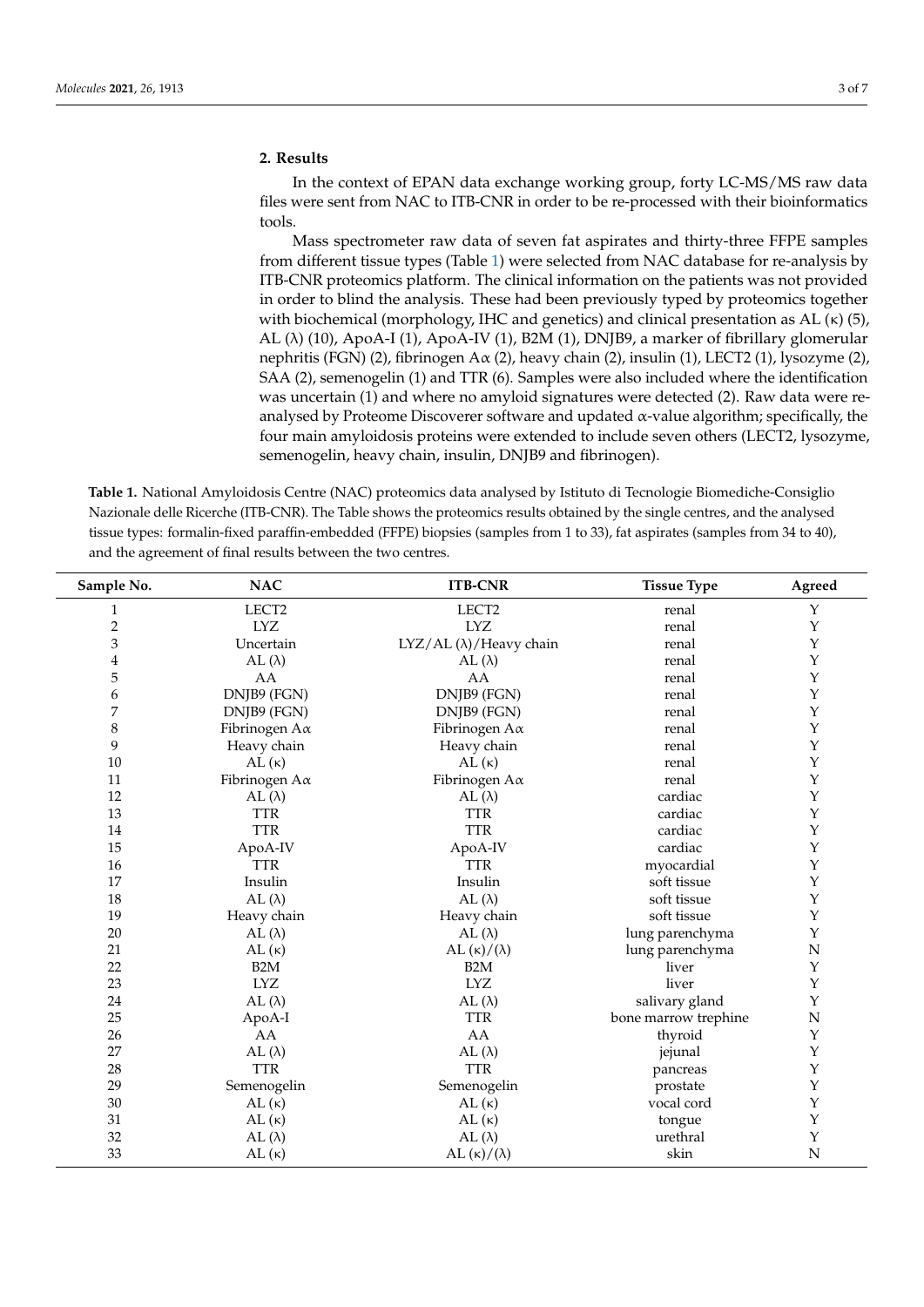## 2. Results

In the context of EPAN data exchange working group, forty LC-MS/MS raw data files were sent from NAC to ITB-CNR in order to be re-processed with their bioinformatics tools.

Mass spectrometer raw data of seven fat aspirates and thirty-three FFPE samples from different tissue types (Table 1) were selected from NAC database for re-analysis by ITB-CNR proteomics platform. The clinical information on the patients was not provided in order to blind the analysis. These had been previously typed by proteomics together with biochemical (morphology, IHC and genetics) and clinical presentation as AL (κ) (5), AL (λ) (10), ApoA-I (1), ApoA-IV (1), B2M (1), DNJB9, a marker of fibrillary glomerular nephritis (FGN) (2), fibrinogen Aα (2), heavy chain (2), insulin (1), LECT2 (1), lysozyme (2), SAA (2), semenogelin (1) and TTR (6). Samples were also included where the identification was uncertain (1) and where no amyloid signatures were detected (2). Raw data were re-analysed by Proteome Discoverer software and updated α-value algorithm; specifically, the four main amyloidosis proteins were extended to include seven others (LECT2, lysozyme, semenogelin, heavy chain, insulin, DNJB9 and fibrinogen).

**Table 1.** National Amyloidosis Centre (NAC) proteomics data analysed by Istituto di Tecnologie Biomediche-Consiglio Nazionale delle Ricerche (ITB-CNR). The Table shows the proteomics results obtained by the single centres, and the analysed tissue types: formalin-fixed paraffin-embedded (FFPE) biopsies (samples from 1 to 33), fat aspirates (samples from 34 to 40), and the agreement of final results between the two centres.

| Sample No. | NAC | ITB-CNR | Tissue Type | Agreed |
|---|---|---|---|---|
| 1 | LECT2 | LECT2 | renal | Y |
| 2 | LYZ | LYZ | renal | Y |
| 3 | Uncertain | LYZ/AL (λ)/Heavy chain | renal | Y |
| 4 | AL (λ) | AL (λ) | renal | Y |
| 5 | AA | AA | renal | Y |
| 6 | DNJB9 (FGN) | DNJB9 (FGN) | renal | Y |
| 7 | DNJB9 (FGN) | DNJB9 (FGN) | renal | Y |
| 8 | Fibrinogen Aα | Fibrinogen Aα | renal | Y |
| 9 | Heavy chain | Heavy chain | renal | Y |
| 10 | AL (κ) | AL (κ) | renal | Y |
| 11 | Fibrinogen Aα | Fibrinogen Aα | renal | Y |
| 12 | AL (λ) | AL (λ) | cardiac | Y |
| 13 | TTR | TTR | cardiac | Y |
| 14 | TTR | TTR | cardiac | Y |
| 15 | ApoA-IV | ApoA-IV | cardiac | Y |
| 16 | TTR | TTR | myocardial | Y |
| 17 | Insulin | Insulin | soft tissue | Y |
| 18 | AL (λ) | AL (λ) | soft tissue | Y |
| 19 | Heavy chain | Heavy chain | soft tissue | Y |
| 20 | AL (λ) | AL (λ) | lung parenchyma | Y |
| 21 | AL (κ) | AL (κ)/(λ) | lung parenchyma | N |
| 22 | B2M | B2M | liver | Y |
| 23 | LYZ | LYZ | liver | Y |
| 24 | AL (λ) | AL (λ) | salivary gland | Y |
| 25 | ApoA-I | TTR | bone marrow trephine | N |
| 26 | AA | AA | thyroid | Y |
| 27 | AL (λ) | AL (λ) | jejunal | Y |
| 28 | TTR | TTR | pancreas | Y |
| 29 | Semenogelin | Semenogelin | prostate | Y |
| 30 | AL (κ) | AL (κ) | vocal cord | Y |
| 31 | AL (κ) | AL (κ) | tongue | Y |
| 32 | AL (λ) | AL (λ) | urethral | Y |
| 33 | AL (κ) | AL (κ)/(λ) | skin | N |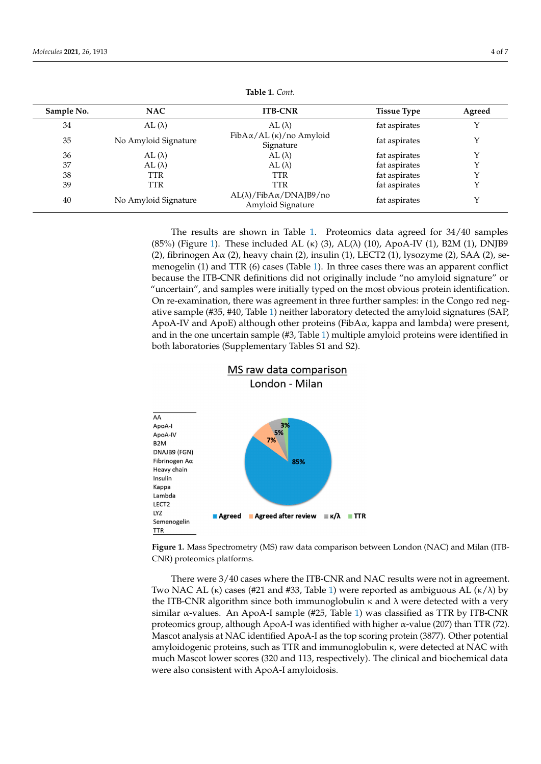**Table 1.** *Cont.*

| Sample No. | NAC | ITB-CNR | Tissue Type | Agreed |
|---|---|---|---|---|
| 34 | AL (λ) | AL (λ) | fat aspirates | Y |
| 35 | No Amyloid Signature | FibAα/AL (κ)/no Amyloid Signature | fat aspirates | Y |
| 36 | AL (λ) | AL (λ) | fat aspirates | Y |
| 37 | AL (λ) | AL (λ) | fat aspirates | Y |
| 38 | TTR | TTR | fat aspirates | Y |
| 39 | TTR | TTR | fat aspirates | Y |
| 40 | No Amyloid Signature | AL(λ)/FibAα/DNAJB9/no Amyloid Signature | fat aspirates | Y |

The results are shown in Table 1. Proteomics data agreed for 34/40 samples (85%) (Figure 1). These included AL (κ) (3), AL(λ) (10), ApoA-IV (1), B2M (1), DNJB9 (2), fibrinogen Aα (2), heavy chain (2), insulin (1), LECT2 (1), lysozyme (2), SAA (2), semenogelin (1) and TTR (6) cases (Table 1). In three cases there was an apparent conflict because the ITB-CNR definitions did not originally include "no amyloid signature" or "uncertain", and samples were initially typed on the most obvious protein identification. On re-examination, there was agreement in three further samples: in the Congo red negative sample (#35, #40, Table 1) neither laboratory detected the amyloid signatures (SAP, ApoA-IV and ApoE) although other proteins (FibAα, kappa and lambda) were present, and in the one uncertain sample (#3, Table 1) multiple amyloid proteins were identified in both laboratories (Supplementary Tables S1 and S2).

MS raw data comparison
London - Milan

AA
ApoA-I
ApoA-IV
B2M
DNAJB9 (FGN)
Fibrinogen Aα
Heavy chain
Insulin
Kappa
Lambda
LECT2
LYZ
Semenogelin
TTR

3%
5%
7%
85%

Agreed
Agreed after review
κ/λ
TTR

**Figure 1.** Mass Spectrometry (MS) raw data comparison between London (NAC) and Milan (ITB-CNR) proteomics platforms.

There were 3/40 cases where the ITB-CNR and NAC results were not in agreement. Two NAC AL (κ) cases (#21 and #33, Table 1) were reported as ambiguous AL (κ/λ) by the ITB-CNR algorithm since both immunoglobulin κ and λ were detected with a very similar α-values. An ApoA-I sample (#25, Table 1) was classified as TTR by ITB-CNR proteomics group, although ApoA-I was identified with higher α-value (207) than TTR (72). Mascot analysis at NAC identified ApoA-I as the top scoring protein (3877). Other potential amyloidogenic proteins, such as TTR and immunoglobulin κ, were detected at NAC with much Mascot lower scores (320 and 113, respectively). The clinical and biochemical data were also consistent with ApoA-I amyloidosis.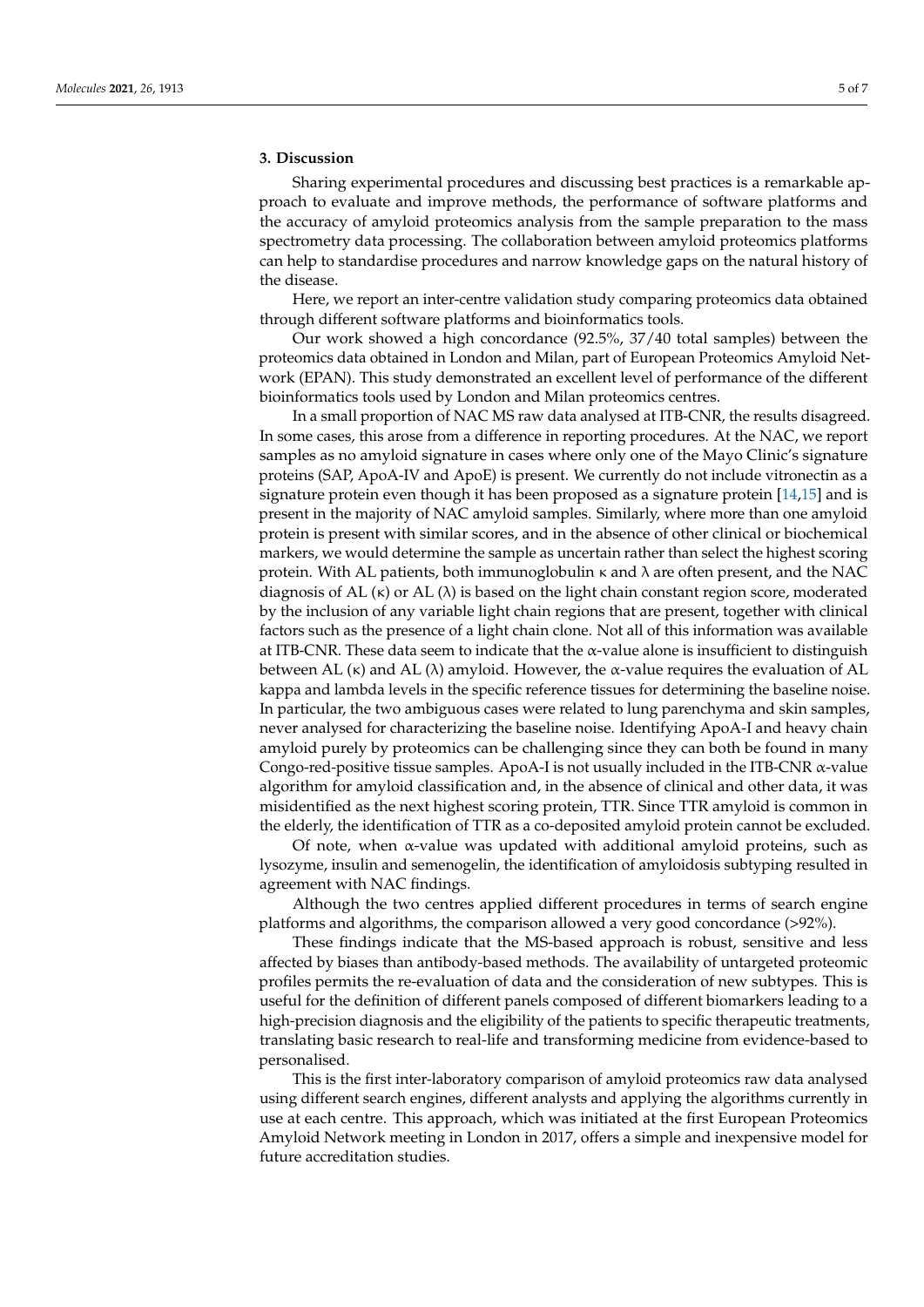## 3. Discussion

Sharing experimental procedures and discussing best practices is a remarkable approach to evaluate and improve methods, the performance of software platforms and the accuracy of amyloid proteomics analysis from the sample preparation to the mass spectrometry data processing. The collaboration between amyloid proteomics platforms can help to standardise procedures and narrow knowledge gaps on the natural history of the disease.

Here, we report an inter-centre validation study comparing proteomics data obtained through different software platforms and bioinformatics tools.

Our work showed a high concordance (92.5%, 37/40 total samples) between the proteomics data obtained in London and Milan, part of European Proteomics Amyloid Network (EPAN). This study demonstrated an excellent level of performance of the different bioinformatics tools used by London and Milan proteomics centres.

In a small proportion of NAC MS raw data analysed at ITB-CNR, the results disagreed. In some cases, this arose from a difference in reporting procedures. At the NAC, we report samples as no amyloid signature in cases where only one of the Mayo Clinic's signature proteins (SAP, ApoA-IV and ApoE) is present. We currently do not include vitronectin as a signature protein even though it has been proposed as a signature protein [14,15] and is present in the majority of NAC amyloid samples. Similarly, where more than one amyloid protein is present with similar scores, and in the absence of other clinical or biochemical markers, we would determine the sample as uncertain rather than select the highest scoring protein. With AL patients, both immunoglobulin κ and λ are often present, and the NAC diagnosis of AL (κ) or AL (λ) is based on the light chain constant region score, moderated by the inclusion of any variable light chain regions that are present, together with clinical factors such as the presence of a light chain clone. Not all of this information was available at ITB-CNR. These data seem to indicate that the α-value alone is insufficient to distinguish between AL (κ) and AL (λ) amyloid. However, the α-value requires the evaluation of AL kappa and lambda levels in the specific reference tissues for determining the baseline noise. In particular, the two ambiguous cases were related to lung parenchyma and skin samples, never analysed for characterizing the baseline noise. Identifying ApoA-I and heavy chain amyloid purely by proteomics can be challenging since they can both be found in many Congo-red-positive tissue samples. ApoA-I is not usually included in the ITB-CNR α-value algorithm for amyloid classification and, in the absence of clinical and other data, it was misidentified as the next highest scoring protein, TTR. Since TTR amyloid is common in the elderly, the identification of TTR as a co-deposited amyloid protein cannot be excluded.

Of note, when α-value was updated with additional amyloid proteins, such as lysozyme, insulin and semenogelin, the identification of amyloidosis subtyping resulted in agreement with NAC findings.

Although the two centres applied different procedures in terms of search engine platforms and algorithms, the comparison allowed a very good concordance (>92%).

These findings indicate that the MS-based approach is robust, sensitive and less affected by biases than antibody-based methods. The availability of untargeted proteomic profiles permits the re-evaluation of data and the consideration of new subtypes. This is useful for the definition of different panels composed of different biomarkers leading to a high-precision diagnosis and the eligibility of the patients to specific therapeutic treatments, translating basic research to real-life and transforming medicine from evidence-based to personalised.

This is the first inter-laboratory comparison of amyloid proteomics raw data analysed using different search engines, different analysts and applying the algorithms currently in use at each centre. This approach, which was initiated at the first European Proteomics Amyloid Network meeting in London in 2017, offers a simple and inexpensive model for future accreditation studies.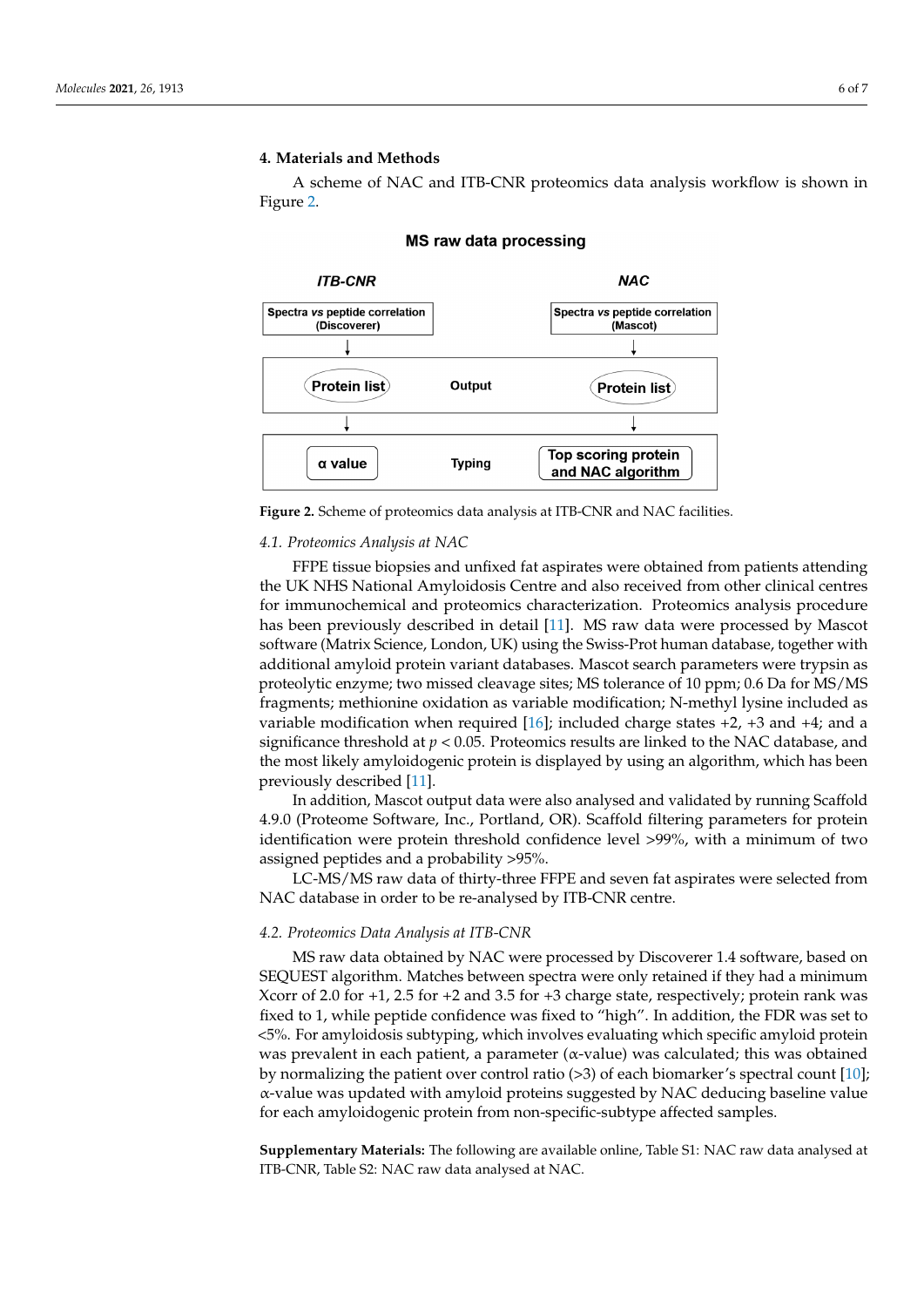## 4. Materials and Methods

A scheme of NAC and ITB-CNR proteomics data analysis workflow is shown in Figure 2.

MS raw data processing

ITB-CNR

NAC

Spectra *vs* peptide correlation (Discoverer)

Spectra *vs* peptide correlation (Mascot)

Protein list

Output

Protein list

α value

Typing

Top scoring protein and NAC algorithm

**Figure 2.** Scheme of proteomics data analysis at ITB-CNR and NAC facilities.

### 4.1. Proteomics Analysis at NAC

FFPE tissue biopsies and unfixed fat aspirates were obtained from patients attending the UK NHS National Amyloidosis Centre and also received from other clinical centres for immunochemical and proteomics characterization. Proteomics analysis procedure has been previously described in detail [11]. MS raw data were processed by Mascot software (Matrix Science, London, UK) using the Swiss-Prot human database, together with additional amyloid protein variant databases. Mascot search parameters were trypsin as proteolytic enzyme; two missed cleavage sites; MS tolerance of 10 ppm; 0.6 Da for MS/MS fragments; methionine oxidation as variable modification; N-methyl lysine included as variable modification when required [16]; included charge states +2, +3 and +4; and a significance threshold at $p < 0.05$. Proteomics results are linked to the NAC database, and the most likely amyloidogenic protein is displayed by using an algorithm, which has been previously described [11].

In addition, Mascot output data were also analysed and validated by running Scaffold 4.9.0 (Proteome Software, Inc., Portland, OR). Scaffold filtering parameters for protein identification were protein threshold confidence level >99%, with a minimum of two assigned peptides and a probability >95%.

LC-MS/MS raw data of thirty-three FFPE and seven fat aspirates were selected from NAC database in order to be re-analysed by ITB-CNR centre.

### 4.2. Proteomics Data Analysis at ITB-CNR

MS raw data obtained by NAC were processed by Discoverer 1.4 software, based on SEQUEST algorithm. Matches between spectra were only retained if they had a minimum Xcorr of 2.0 for +1, 2.5 for +2 and 3.5 for +3 charge state, respectively; protein rank was fixed to 1, while peptide confidence was fixed to "high". In addition, the FDR was set to <5%. For amyloidosis subtyping, which involves evaluating which specific amyloid protein was prevalent in each patient, a parameter (α-value) was calculated; this was obtained by normalizing the patient over control ratio (>3) of each biomarker's spectral count [10]; α-value was updated with amyloid proteins suggested by NAC deducing baseline value for each amyloidogenic protein from non-specific-subtype affected samples.

**Supplementary Materials:** The following are available online, Table S1: NAC raw data analysed at ITB-CNR, Table S2: NAC raw data analysed at NAC.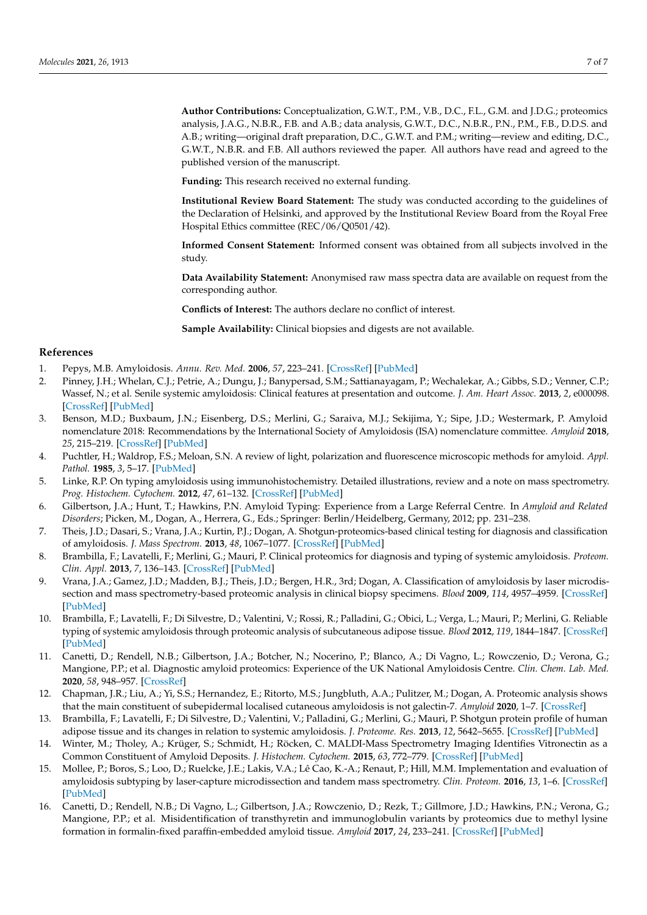**Author Contributions:** Conceptualization, G.W.T., P.M., V.B., D.C., F.L., G.M. and J.D.G.; proteomics analysis, J.A.G., N.B.R., F.B. and A.B.; data analysis, G.W.T., D.C., N.B.R., P.N., P.M., F.B., D.D.S. and A.B.; writing—original draft preparation, D.C., G.W.T. and P.M.; writing—review and editing, D.C., G.W.T., N.B.R. and F.B. All authors reviewed the paper. All authors have read and agreed to the published version of the manuscript.

**Funding:** This research received no external funding.

**Institutional Review Board Statement:** The study was conducted according to the guidelines of the Declaration of Helsinki, and approved by the Institutional Review Board from the Royal Free Hospital Ethics committee (REC/06/Q0501/42).

**Informed Consent Statement:** Informed consent was obtained from all subjects involved in the study.

**Data Availability Statement:** Anonymised raw mass spectra data are available on request from the corresponding author.

**Conflicts of Interest:** The authors declare no conflict of interest.

**Sample Availability:** Clinical biopsies and digests are not available.

## References

1. Pepys, M.B. Amyloidosis. *Annu. Rev. Med.* **2006**, *57*, 223–241. [CrossRef] [PubMed]
2. Pinney, J.H.; Whelan, C.J.; Petrie, A.; Dungu, J.; Banypersad, S.M.; Sattianayagam, P.; Wechalekar, A.; Gibbs, S.D.; Venner, C.P.; Wassef, N.; et al. Senile systemic amyloidosis: Clinical features at presentation and outcome. *J. Am. Heart Assoc.* **2013**, *2*, e000098. [CrossRef] [PubMed]
3. Benson, M.D.; Buxbaum, J.N.; Eisenberg, D.S.; Merlini, G.; Saraiva, M.J.; Sekijima, Y.; Sipe, J.D.; Westermark, P. Amyloid nomenclature 2018: Recommendations by the International Society of Amyloidosis (ISA) nomenclature committee. *Amyloid* **2018**, *25*, 215–219. [CrossRef] [PubMed]
4. Puchtler, H.; Waldrop, F.S.; Meloan, S.N. A review of light, polarization and fluorescence microscopic methods for amyloid. *Appl. Pathol.* **1985**, *3*, 5–17. [PubMed]
5. Linke, R.P. On typing amyloidosis using immunohistochemistry. Detailed illustrations, review and a note on mass spectrometry. *Prog. Histochem. Cytochem.* **2012**, *47*, 61–132. [CrossRef] [PubMed]
6. Gilbertson, J.A.; Hunt, T.; Hawkins, P.N. Amyloid Typing: Experience from a Large Referral Centre. In *Amyloid and Related Disorders*; Picken, M., Dogan, A., Herrera, G., Eds.; Springer: Berlin/Heidelberg, Germany, 2012; pp. 231–238.
7. Theis, J.D.; Dasari, S.; Vrana, J.A.; Kurtin, P.J.; Dogan, A. Shotgun-proteomics-based clinical testing for diagnosis and classification of amyloidosis. *J. Mass Spectrom.* **2013**, *48*, 1067–1077. [CrossRef] [PubMed]
8. Brambilla, F.; Lavatelli, F.; Merlini, G.; Mauri, P. Clinical proteomics for diagnosis and typing of systemic amyloidosis. *Proteom. Clin. Appl.* **2013**, *7*, 136–143. [CrossRef] [PubMed]
9. Vrana, J.A.; Gamez, J.D.; Madden, B.J.; Theis, J.D.; Bergen, H.R., 3rd; Dogan, A. Classification of amyloidosis by laser microdissection and mass spectrometry-based proteomic analysis in clinical biopsy specimens. *Blood* **2009**, *114*, 4957–4959. [CrossRef] [PubMed]
10. Brambilla, F.; Lavatelli, F.; Di Silvestre, D.; Valentini, V.; Rossi, R.; Palladini, G.; Obici, L.; Verga, L.; Mauri, P.; Merlini, G. Reliable typing of systemic amyloidosis through proteomic analysis of subcutaneous adipose tissue. *Blood* **2012**, *119*, 1844–1847. [CrossRef] [PubMed]
11. Canetti, D.; Rendell, N.B.; Gilbertson, J.A.; Botcher, N.; Nocerino, P.; Blanco, A.; Di Vagno, L.; Rowczenio, D.; Verona, G.; Mangione, P.P.; et al. Diagnostic amyloid proteomics: Experience of the UK National Amyloidosis Centre. *Clin. Chem. Lab. Med.* **2020**, *58*, 948–957. [CrossRef]
12. Chapman, J.R.; Liu, A.; Yi, S.S.; Hernandez, E.; Ritorto, M.S.; Jungbluth, A.A.; Pulitzer, M.; Dogan, A. Proteomic analysis shows that the main constituent of subepidermal localised cutaneous amyloidosis is not galectin-7. *Amyloid* **2020**, 1–7. [CrossRef]
13. Brambilla, F.; Lavatelli, F.; Di Silvestre, D.; Valentini, V.; Palladini, G.; Merlini, G.; Mauri, P. Shotgun protein profile of human adipose tissue and its changes in relation to systemic amyloidosis. *J. Proteome. Res.* **2013**, *12*, 5642–5655. [CrossRef] [PubMed]
14. Winter, M.; Tholey, A.; Krüger, S.; Schmidt, H.; Röcken, C. MALDI-Mass Spectrometry Imaging Identifies Vitronectin as a Common Constituent of Amyloid Deposits. *J. Histochem. Cytochem.* **2015**, *63*, 772–779. [CrossRef] [PubMed]
15. Mollee, P.; Boros, S.; Loo, D.; Ruelcke, J.E.; Lakis, V.A.; Lê Cao, K.-A.; Renaut, P.; Hill, M.M. Implementation and evaluation of amyloidosis subtyping by laser-capture microdissection and tandem mass spectrometry. *Clin. Proteom.* **2016**, *13*, 1–6. [CrossRef] [PubMed]
16. Canetti, D.; Rendell, N.B.; Di Vagno, L.; Gilbertson, J.A.; Rowczenio, D.; Rezk, T.; Gillmore, J.D.; Hawkins, P.N.; Verona, G.; Mangione, P.P.; et al. Misidentification of transthyretin and immunoglobulin variants by proteomics due to methyl lysine formation in formalin-fixed paraffin-embedded amyloid tissue. *Amyloid* **2017**, *24*, 233–241. [CrossRef] [PubMed]